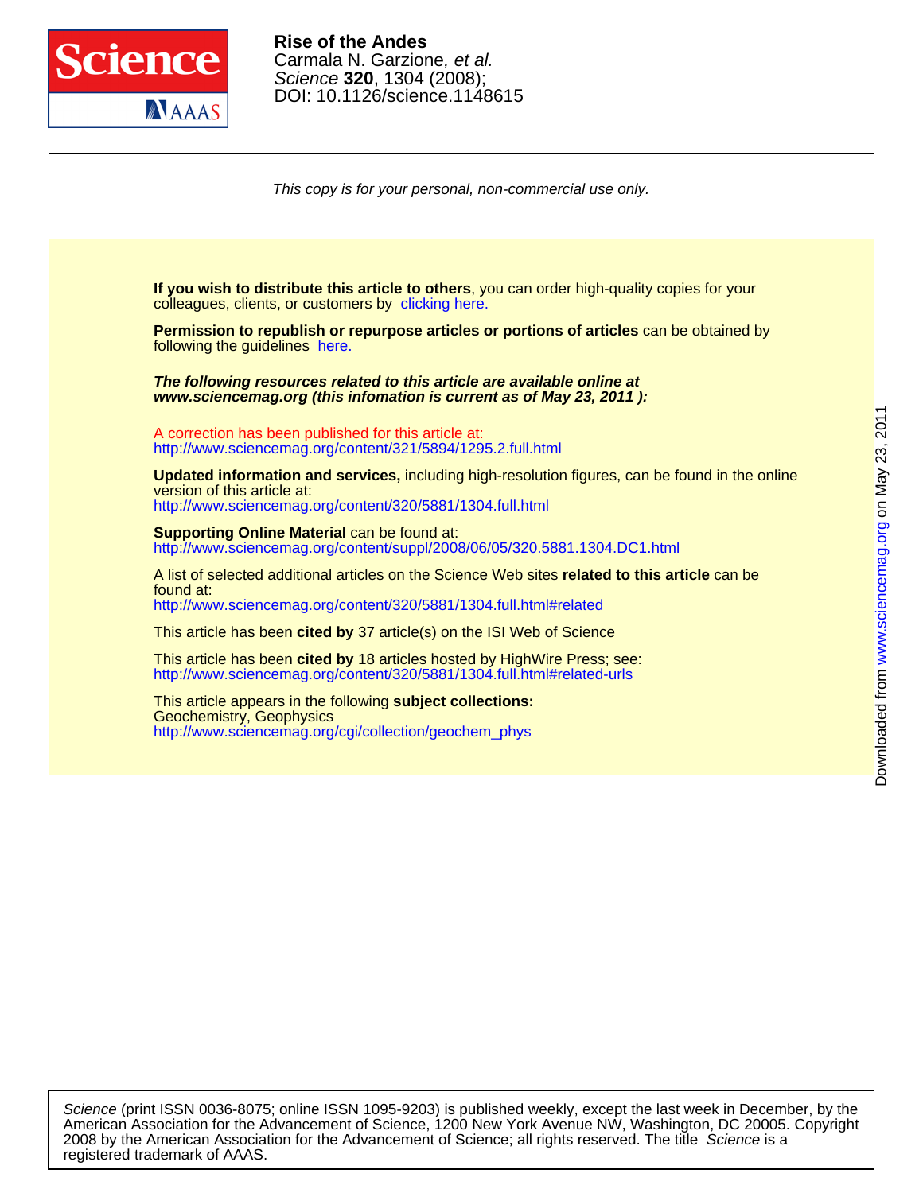# Rise of the Andes

Carmala N. Garzione, *et al.*

*Science* **320**, 1304 (2008);

DOI: 10.1126/science.1148615

*This copy is for your personal, non-commercial use only.*

**If you wish to distribute this article to others**, you can order high-quality copies for your colleagues, clients, or customers by clicking here.

**Permission to republish or repurpose articles or portions of articles** can be obtained by following the guidelines here.

***The following resources related to this article are available online at www.sciencemag.org (this infomation is current as of May 23, 2011 ):***

A correction has been published for this article at:
http://www.sciencemag.org/content/321/5894/1295.2.full.html

**Updated information and services,** including high-resolution figures, can be found in the online version of this article at:
http://www.sciencemag.org/content/320/5881/1304.full.html

**Supporting Online Material** can be found at:
http://www.sciencemag.org/content/suppl/2008/06/05/320.5881.1304.DC1.html

A list of selected additional articles on the Science Web sites **related to this article** can be found at:
http://www.sciencemag.org/content/320/5881/1304.full.html#related

This article has been **cited by** 37 article(s) on the ISI Web of Science

This article has been **cited by** 18 articles hosted by HighWire Press; see:
http://www.sciencemag.org/content/320/5881/1304.full.html#related-urls

This article appears in the following **subject collections:**
Geochemistry, Geophysics
http://www.sciencemag.org/cgi/collection/geochem_phys

*Science* (print ISSN 0036-8075; online ISSN 1095-9203) is published weekly, except the last week in December, by the American Association for the Advancement of Science, 1200 New York Avenue NW, Washington, DC 20005. Copyright 2008 by the American Association for the Advancement of Science; all rights reserved. The title *Science* is a registered trademark of AAAS.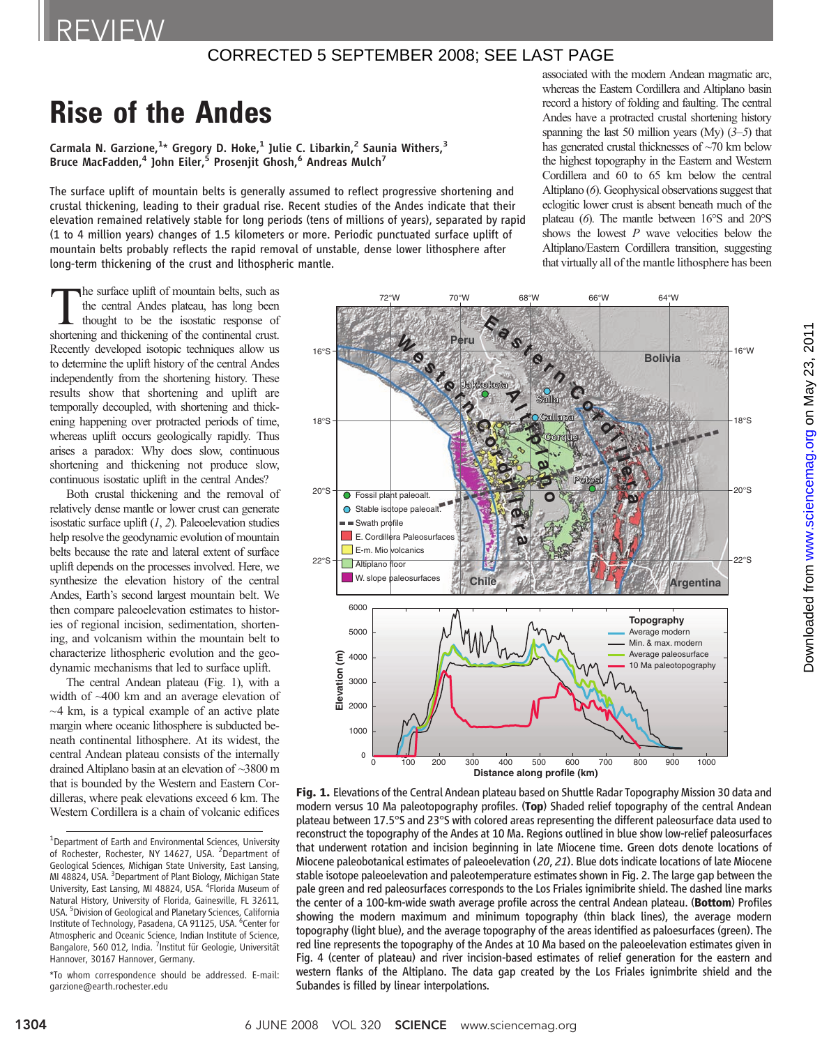REVIEW

CORRECTED 5 SEPTEMBER 2008; SEE LAST PAGE

# Rise of the Andes

Carmala N. Garzione,[1]* Gregory D. Hoke,[1] Julie C. Libarkin,[2] Saunia Withers,[3] Bruce MacFadden,[4] John Eiler,[5] Prosenjit Ghosh,[6] Andreas Mulch[7]

The surface uplift of mountain belts is generally assumed to reflect progressive shortening and crustal thickening, leading to their gradual rise. Recent studies of the Andes indicate that their elevation remained relatively stable for long periods (tens of millions of years), separated by rapid (1 to 4 million years) changes of 1.5 kilometers or more. Periodic punctuated surface uplift of mountain belts probably reflects the rapid removal of unstable, dense lower lithosphere after long-term thickening of the crust and lithospheric mantle.

The surface uplift of mountain belts, such as the central Andes plateau, has long been thought to be the isostatic response of shortening and thickening of the continental crust. Recently developed isotopic techniques allow us to determine the uplift history of the central Andes independently from the shortening history. These results show that shortening and uplift are temporally decoupled, with shortening and thickening happening over protracted periods of time, whereas uplift occurs geologically rapidly. Thus arises a paradox: Why does slow, continuous shortening and thickening not produce slow, continuous isostatic uplift in the central Andes?

Both crustal thickening and the removal of relatively dense mantle or lower crust can generate isostatic surface uplift (*1*, *2*). Paleoelevation studies help resolve the geodynamic evolution of mountain belts because the rate and lateral extent of surface uplift depends on the processes involved. Here, we synthesize the elevation history of the central Andes, Earth's second largest mountain belt. We then compare paleoelevation estimates to histories of regional incision, sedimentation, shortening, and volcanism within the mountain belt to characterize lithospheric evolution and the geodynamic mechanisms that led to surface uplift.

The central Andean plateau (Fig. 1), with a width of ~400 km and an average elevation of ~4 km, is a typical example of an active plate margin where oceanic lithosphere is subducted beneath continental lithosphere. At its widest, the central Andean plateau consists of the internally drained Altiplano basin at an elevation of ~3800 m that is bounded by the Western and Eastern Cordilleras, where peak elevations exceed 6 km. The Western Cordillera is a chain of volcanic edifices associated with the modern Andean magmatic arc, whereas the Eastern Cordillera and Altiplano basin record a history of folding and faulting. The central Andes have a protracted crustal shortening history spanning the last 50 million years (My) (*3*–*5*) that has generated crustal thicknesses of ~70 km below the highest topography in the Eastern and Western Cordillera and 60 to 65 km below the central Altiplano (*6*). Geophysical observations suggest that eclogitic lower crust is absent beneath much of the plateau (*6*). The mantle between 16°S and 20°S shows the lowest *P* wave velocities below the Altiplano/Eastern Cordillera transition, suggesting that virtually all of the mantle lithosphere has been

**Fig. 1.** Elevations of the Central Andean plateau based on Shuttle Radar Topography Mission 30 data and modern versus 10 Ma paleotopography profiles. (**Top**) Shaded relief topography of the central Andean plateau between 17.5°S and 23°S with colored areas representing the different paleosurface data used to reconstruct the topography of the Andes at 10 Ma. Regions outlined in blue show low-relief paleosurfaces that underwent rotation and incision beginning in late Miocene time. Green dots denote locations of Miocene paleobotanical estimates of paleoelevation (*20*, *21*). Blue dots indicate locations of late Miocene stable isotope paleoelevation and paleotemperature estimates shown in Fig. 2. The large gap between the pale green and red paleosurfaces corresponds to the Los Friales ignimbrite shield. The dashed line marks the center of a 100-km-wide swath average profile across the central Andean plateau. (**Bottom**) Profiles showing the modern maximum and minimum topography (thin black lines), the average modern topography (light blue), and the average topography of the areas identified as paloesurfaces (green). The red line represents the topography of the Andes at 10 Ma based on the paleoelevation estimates given in Fig. 4 (center of plateau) and river incision-based estimates of relief generation for the eastern and western flanks of the Altiplano. The data gap created by the Los Friales ignimbrite shield and the Subandes is filled by linear interpolations.

---

[1]Department of Earth and Environmental Sciences, University of Rochester, Rochester, NY 14627, USA. [2]Department of Geological Sciences, Michigan State University, East Lansing, MI 48824, USA. [3]Department of Plant Biology, Michigan State University, East Lansing, MI 48824, USA. [4]Florida Museum of Natural History, University of Florida, Gainesville, FL 32611, USA. [5]Division of Geological and Planetary Sciences, California Institute of Technology, Pasadena, CA 91125, USA. [6]Center for Atmospheric and Oceanic Science, Indian Institute of Science, Bangalore, 560 012, India. [7]Institut für Geologie, Universität Hannover, 30167 Hannover, Germany.

*To whom correspondence should be addressed. E-mail: garzione@earth.rochester.edu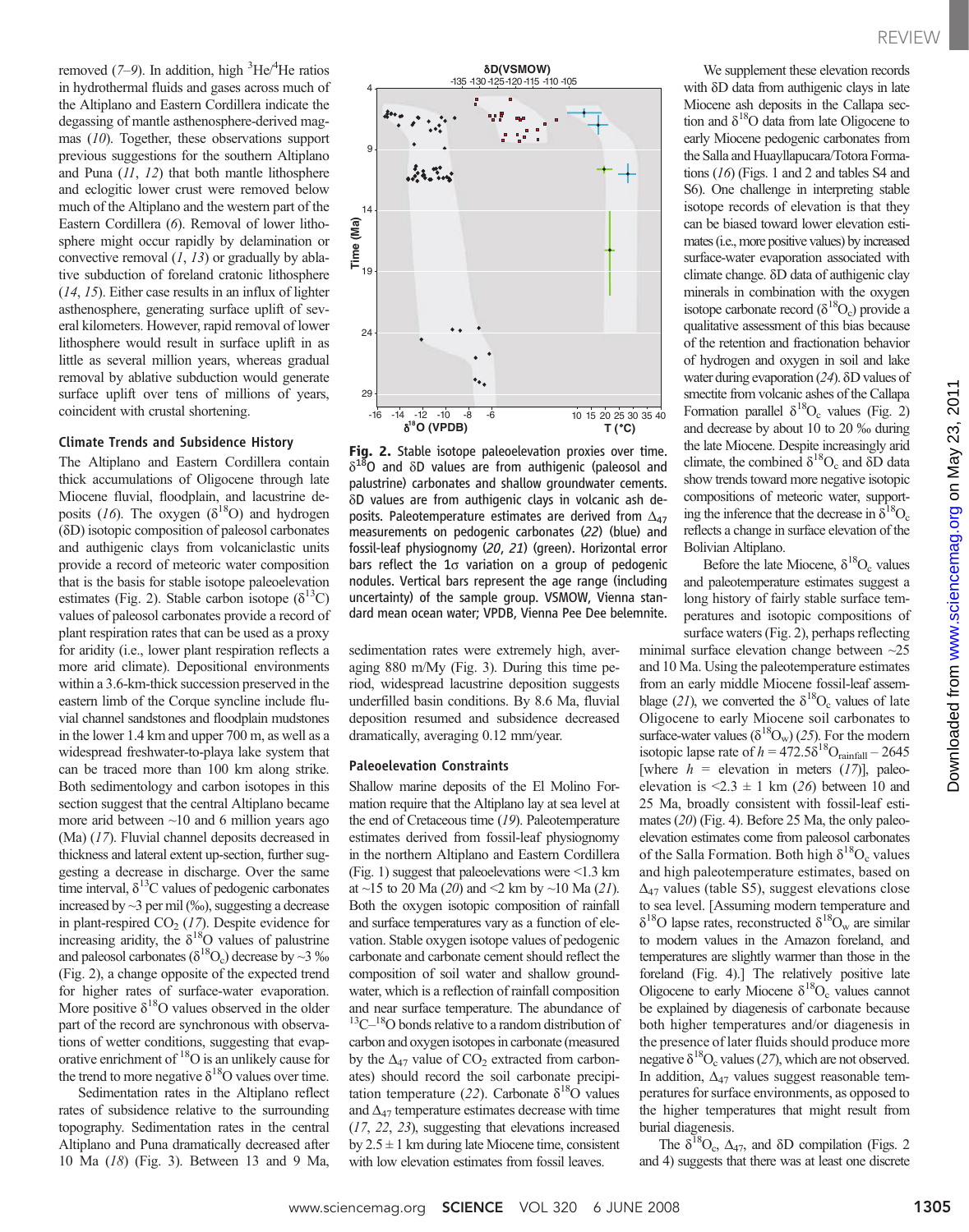removed (7–9). In addition, high $^3He/^4He$ ratios in hydrothermal fluids and gases across much of the Altiplano and Eastern Cordillera indicate the degassing of mantle asthenosphere-derived magmas (10). Together, these observations support previous suggestions for the southern Altiplano and Puna (11, 12) that both mantle lithosphere and eclogitic lower crust were removed below much of the Altiplano and the western part of the Eastern Cordillera (6). Removal of lower lithosphere might occur rapidly by delamination or convective removal (1, 13) or gradually by ablative subduction of foreland cratonic lithosphere (14, 15). Either case results in an influx of lighter asthenosphere, generating surface uplift of several kilometers. However, rapid removal of lower lithosphere would result in surface uplift in as little as several million years, whereas gradual removal by ablative subduction would generate surface uplift over tens of millions of years, coincident with crustal shortening.

### Climate Trends and Subsidence History

The Altiplano and Eastern Cordillera contain thick accumulations of Oligocene through late Miocene fluvial, floodplain, and lacustrine deposits (16). The oxygen ($\delta^{18}O$) and hydrogen ($\delta D$) isotopic composition of paleosol carbonates and authigenic clays from volcaniclastic units provide a record of meteoric water composition that is the basis for stable isotope paleoelevation estimates (Fig. 2). Stable carbon isotope ($\delta^{13}C$) values of paleosol carbonates provide a record of plant respiration rates that can be used as a proxy for aridity (i.e., lower plant respiration reflects a more arid climate). Depositional environments within a 3.6-km-thick succession preserved in the eastern limb of the Corque syncline include fluvial channel sandstones and floodplain mudstones in the lower 1.4 km and upper 700 m, as well as a widespread freshwater-to-playa lake system that can be traced more than 100 km along strike. Both sedimentology and carbon isotopes in this section suggest that the central Altiplano became more arid between ~10 and 6 million years ago (Ma) (17). Fluvial channel deposits decreased in thickness and lateral extent up-section, further suggesting a decrease in discharge. Over the same time interval, $\delta^{13}C$ values of pedogenic carbonates increased by ~3 per mil (‰), suggesting a decrease in plant-respired $CO_2$ (17). Despite evidence for increasing aridity, the $\delta^{18}O$ values of palustrine and paleosol carbonates ($\delta^{18}O_c$) decrease by ~3 ‰ (Fig. 2), a change opposite of the expected trend for higher rates of surface-water evaporation. More positive $\delta^{18}O$ values observed in the older part of the record are synchronous with observations of wetter conditions, suggesting that evaporative enrichment of $^{18}O$ is an unlikely cause for the trend to more negative $\delta^{18}O$ values over time.

Sedimentation rates in the Altiplano reflect rates of subsidence relative to the surrounding topography. Sedimentation rates in the central Altiplano and Puna dramatically decreased after 10 Ma (18) (Fig. 3). Between 13 and 9 Ma, sedimentation rates were extremely high, averaging 880 m/My (Fig. 3). During this time period, widespread lacustrine deposition suggests underfilled basin conditions. By 8.6 Ma, fluvial deposition resumed and subsidence decreased dramatically, averaging 0.12 mm/year.

**Fig. 2.** Stable isotope paleoelevation proxies over time. $\delta^{18}O$ and $\delta D$ values are from authigenic (paleosol and palustrine) carbonates and shallow groundwater cements. $\delta D$ values are from authigenic clays in volcanic ash deposits. Paleotemperature estimates are derived from $\Delta_{47}$ measurements on pedogenic carbonates (22) (blue) and fossil-leaf physiognomy (20, 21) (green). Horizontal error bars reflect the 1σ variation on a group of pedogenic nodules. Vertical bars represent the age range (including uncertainty) of the sample group. VSMOW, Vienna standard mean ocean water; VPDB, Vienna Pee Dee belemnite.

### Paleoelevation Constraints

Shallow marine deposits of the El Molino Formation require that the Altiplano lay at sea level at the end of Cretaceous time (19). Paleotemperature estimates derived from fossil-leaf physiognomy in the northern Altiplano and Eastern Cordillera (Fig. 1) suggest that paleoelevations were <1.3 km at ~15 to 20 Ma (20) and <2 km by ~10 Ma (21). Both the oxygen isotopic composition of rainfall and surface temperatures vary as a function of elevation. Stable oxygen isotope values of pedogenic carbonate and carbonate cement should reflect the composition of soil water and shallow groundwater, which is a reflection of rainfall composition and near surface temperature. The abundance of $^{13}C$–$^{18}O$ bonds relative to a random distribution of carbon and oxygen isotopes in carbonate (measured by the $\Delta_{47}$ value of $CO_2$ extracted from carbonates) should record the soil carbonate precipitation temperature (22). Carbonate $\delta^{18}O$ values and $\Delta_{47}$ temperature estimates decrease with time (17, 22, 23), suggesting that elevations increased by 2.5 ± 1 km during late Miocene time, consistent with low elevation estimates from fossil leaves.

We supplement these elevation records with $\delta D$ data from authigenic clays in late Miocene ash deposits in the Callapa section and $\delta^{18}O$ data from late Oligocene to early Miocene pedogenic carbonates from the Salla and Huayllapucara/Totora Formations (16) (Figs. 1 and 2 and tables S4 and S6). One challenge in interpreting stable isotope records of elevation is that they can be biased toward lower elevation estimates (i.e., more positive values) by increased surface-water evaporation associated with climate change. $\delta D$ data of authigenic clay minerals in combination with the oxygen isotope carbonate record ($\delta^{18}O_c$) provide a qualitative assessment of this bias because of the retention and fractionation behavior of hydrogen and oxygen in soil and lake water during evaporation (24). $\delta D$ values of smectite from volcanic ashes of the Callapa Formation parallel $\delta^{18}O_c$ values (Fig. 2) and decrease by about 10 to 20 ‰ during the late Miocene. Despite increasingly arid climate, the combined $\delta^{18}O_c$ and $\delta D$ data show trends toward more negative isotopic compositions of meteoric water, supporting the inference that the decrease in $\delta^{18}O_c$ reflects a change in surface elevation of the Bolivian Altiplano.

Before the late Miocene, $\delta^{18}O_c$ values and paleotemperature estimates suggest a long history of fairly stable surface temperatures and isotopic compositions of surface waters (Fig. 2), perhaps reflecting minimal surface elevation change between ~25 and 10 Ma. Using the paleotemperature estimates from an early middle Miocene fossil-leaf assemblage (21), we converted the $\delta^{18}O_c$ values of late Oligocene to early Miocene soil carbonates to surface-water values ($\delta^{18}O_w$) (25). For the modern isotopic lapse rate of $h = 472.5\delta^{18}O_{rainfall} - 2645$ [where $h$ = elevation in meters (17)], paleoelevation is <2.3 ± 1 km (26) between 10 and 25 Ma, broadly consistent with fossil-leaf estimates (20) (Fig. 4). Before 25 Ma, the only paleoelevation estimates come from paleosol carbonates of the Salla Formation. Both high $\delta^{18}O_c$ values and high paleotemperature estimates, based on $\Delta_{47}$ values (table S5), suggest elevations close to sea level. [Assuming modern temperature and $\delta^{18}O_w$ lapse rates, reconstructed $\delta^{18}O_w$ are similar to modern values in the Amazon foreland, and temperatures are slightly warmer than those in the foreland (Fig. 4).] The relatively positive late Oligocene to early Miocene $\delta^{18}O_c$ values cannot be explained by diagenesis of carbonate because both higher temperatures and/or diagenesis in the presence of later fluids should produce more negative $\delta^{18}O_c$ values (27), which are not observed. In addition, $\Delta_{47}$ values suggest reasonable temperatures for surface environments, as opposed to the higher temperatures that might result from burial diagenesis.

The $\delta^{18}O_c$, $\Delta_{47}$, and $\delta D$ compilation (Figs. 2 and 4) suggests that there was at least one discrete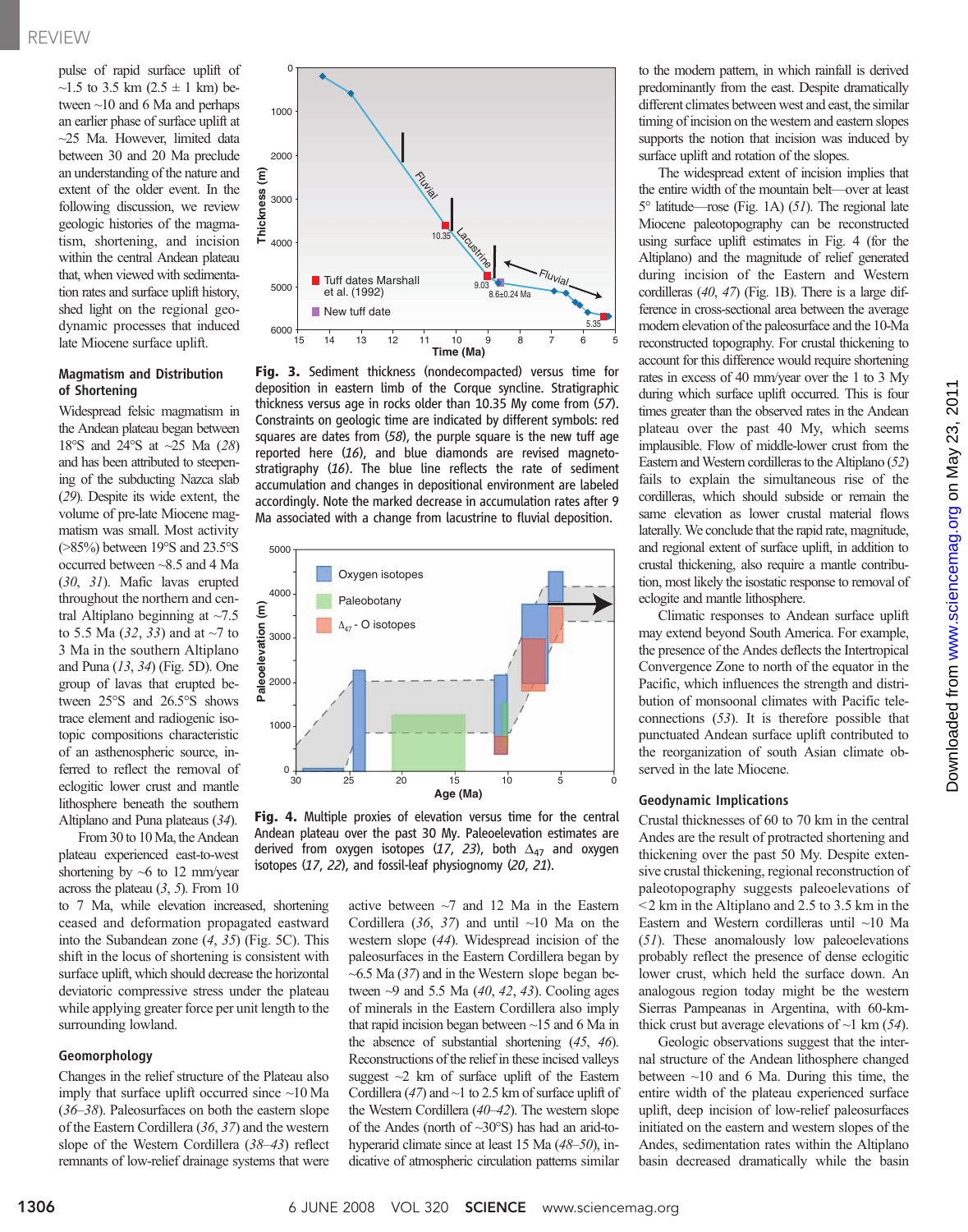pulse of rapid surface uplift of ~1.5 to 3.5 km (2.5 ± 1 km) between ~10 and 6 Ma and perhaps an earlier phase of surface uplift at ~25 Ma. However, limited data between 30 and 20 Ma preclude an understanding of the nature and extent of the older event. In the following discussion, we review geologic histories of the magmatism, shortening, and incision within the central Andean plateau that, when viewed with sedimentation rates and surface uplift history, shed light on the regional geodynamic processes that induced late Miocene surface uplift.

### Magmatism and Distribution of Shortening

Widespread felsic magmatism in the Andean plateau began between 18°S and 24°S at ~25 Ma (*28*) and has been attributed to steepening of the subducting Nazca slab (*29*). Despite its wide extent, the volume of pre-late Miocene magmatism was small. Most activity (>85%) between 19°S and 23.5°S occurred between ~8.5 and 4 Ma (*30*, *31*). Mafic lavas erupted throughout the northern and central Altiplano beginning at ~7.5 to 5.5 Ma (*32*, *33*) and at ~7 to 3 Ma in the southern Altiplano and Puna (*13*, *34*) (Fig. 5D). One group of lavas that erupted between 25°S and 26.5°S shows trace element and radiogenic isotopic compositions characteristic of an asthenospheric source, inferred to reflect the removal of eclogitic lower crust and mantle lithosphere beneath the southern Altiplano and Puna plateaus (*34*).

From 30 to 10 Ma, the Andean plateau experienced east-to-west shortening by ~6 to 12 mm/year across the plateau (*3*, *5*). From 10 to 7 Ma, while elevation increased, shortening ceased and deformation propagated eastward into the Subandean zone (*4*, *35*) (Fig. 5C). This shift in the locus of shortening is consistent with surface uplift, which should decrease the horizontal deviatoric compressive stress under the plateau while applying greater force per unit length to the surrounding lowland.

### Geomorphology

Changes in the relief structure of the Plateau also imply that surface uplift occurred since ~10 Ma (*36*–*38*). Paleosurfaces on both the eastern slope of the Eastern Cordillera (*36*, *37*) and the western slope of the Western Cordillera (*38*–*43*) reflect remnants of low-relief drainage systems that were active between ~7 and 12 Ma in the Eastern Cordillera (*36*, *37*) and until ~10 Ma on the western slope (*44*). Widespread incision of the paleosurfaces in the Eastern Cordillera began by ~6.5 Ma (*37*) and in the Western slope began between ~9 and 5.5 Ma (*40*, *42*, *43*). Cooling ages of minerals in the Eastern Cordillera also imply that rapid incision began between ~15 and 6 Ma in the absence of substantial shortening (*45*, *46*). Reconstructions of the relief in these incised valleys suggest ~2 km of surface uplift of the Eastern Cordillera (*47*) and ~1 to 2.5 km of surface uplift of the Western Cordillera (*40*–*42*). The western slope of the Andes (north of ~30°S) has had an arid-to-hyperarid climate since at least 15 Ma (*48*–*50*), indicative of atmospheric circulation patterns similar to the modern pattern, in which rainfall is derived predominantly from the east. Despite dramatically different climates between west and east, the similar timing of incision on the western and eastern slopes supports the notion that incision was induced by surface uplift and rotation of the slopes.

The widespread extent of incision implies that the entire width of the mountain belt—over at least 5° latitude—rose (Fig. 1A) (*51*). The regional late Miocene paleotopography can be reconstructed using surface uplift estimates in Fig. 4 (for the Altiplano) and the magnitude of relief generated during incision of the Eastern and Western cordilleras (*40*, *47*) (Fig. 1B). There is a large difference in cross-sectional area between the average modern elevation of the paleosurface and the 10-Ma reconstructed topography. For crustal thickening to account for this difference would require shortening rates in excess of 40 mm/year over the 1 to 3 My during which surface uplift occurred. This is four times greater than the observed rates in the Andean plateau over the past 40 My, which seems implausible. Flow of middle-lower crust from the Eastern and Western cordilleras to the Altiplano (*52*) fails to explain the simultaneous rise of the cordilleras, which should subside or remain the same elevation as lower crustal material flows laterally. We conclude that the rapid rate, magnitude, and regional extent of surface uplift, in addition to crustal thickening, also require a mantle contribution, most likely the isostatic response to removal of eclogite and mantle lithosphere.

Climatic responses to Andean surface uplift may extend beyond South America. For example, the presence of the Andes deflects the Intertropical Convergence Zone to north of the equator in the Pacific, which influences the strength and distribution of monsoonal climates with Pacific teleconnections (*53*). It is therefore possible that punctuated Andean surface uplift contributed to the reorganization of south Asian climate observed in the late Miocene.

**Fig. 3.** Sediment thickness (nondecompacted) versus time for deposition in eastern limb of the Corque syncline. Stratigraphic thickness versus age in rocks older than 10.35 My come from (*57*). Constraints on geologic time are indicated by different symbols: red squares are dates from (*58*), the purple square is the new tuff age reported here (*16*), and blue diamonds are revised magnetostratigraphy (*16*). The blue line reflects the rate of sediment accumulation and changes in depositional environment are labeled accordingly. Note the marked decrease in accumulation rates after 9 Ma associated with a change from lacustrine to fluvial deposition.

**Fig. 4.** Multiple proxies of elevation versus time for the central Andean plateau over the past 30 My. Paleoelevation estimates are derived from oxygen isotopes (*17*, *23*), both $\Delta_{47}$ and oxygen isotopes (*17*, *22*), and fossil-leaf physiognomy (*20*, *21*).

### Geodynamic Implications

Crustal thicknesses of 60 to 70 km in the central Andes are the result of protracted shortening and thickening over the past 50 My. Despite extensive crustal thickening, regional reconstruction of paleotopography suggests paleoelevations of <2 km in the Altiplano and 2.5 to 3.5 km in the Eastern and Western cordilleras until ~10 Ma (*51*). These anomalously low paleoelevations probably reflect the presence of dense eclogitic lower crust, which held the surface down. An analogous region today might be the western Sierras Pampeanas in Argentina, with 60-km-thick crust but average elevations of ~1 km (*54*).

Geologic observations suggest that the internal structure of the Andean lithosphere changed between ~10 and 6 Ma. During this time, the entire width of the plateau experienced surface uplift, deep incision of low-relief paleosurfaces initiated on the eastern and western slopes of the Andes, sedimentation rates within the Altiplano basin decreased dramatically while the basin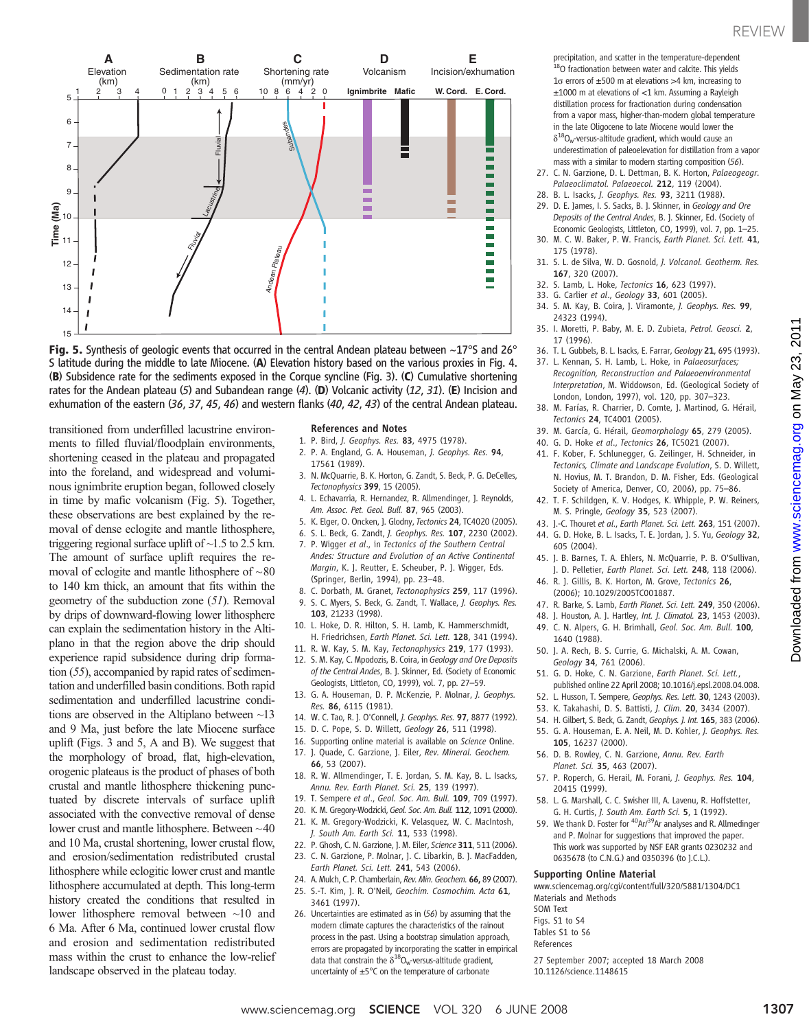Fig. 5. Synthesis of geologic events that occurred in the central Andean plateau between ~17°S and 26° S latitude during the middle to late Miocene. (**A**) Elevation history based on the various proxies in Fig. 4. (**B**) Subsidence rate for the sediments exposed in the Corque syncline (Fig. 3). (**C**) Cumulative shortening rates for the Andean plateau (*5*) and Subandean range (*4*). (**D**) Volcanic activity (*12*, *31*). (**E**) Incision and exhumation of the eastern (*36*, *37*, *45*, *46*) and western flanks (*40*, *42*, *43*) of the central Andean plateau.

transitioned from underfilled lacustrine environments to filled fluvial/floodplain environments, shortening ceased in the plateau and propagated into the foreland, and widespread and voluminous ignimbrite eruption began, followed closely in time by mafic volcanism (Fig. 5). Together, these observations are best explained by the removal of dense eclogite and mantle lithosphere, triggering regional surface uplift of ~1.5 to 2.5 km. The amount of surface uplift requires the removal of eclogite and mantle lithosphere of ~80 to 140 km thick, an amount that fits within the geometry of the subduction zone (*51*). Removal by drips of downward-flowing lower lithosphere can explain the sedimentation history in the Altiplano in that the region above the drip should experience rapid subsidence during drip formation (*55*), accompanied by rapid rates of sedimentation and underfilled basin conditions. Both rapid sedimentation and underfilled lacustrine conditions are observed in the Altiplano between ~13 and 9 Ma, just before the late Miocene surface uplift (Figs. 3 and 5, A and B). We suggest that the morphology of broad, flat, high-elevation, orogenic plateaus is the product of phases of both crustal and mantle lithosphere thickening punctuated by discrete intervals of surface uplift associated with the convective removal of dense lower crust and mantle lithosphere. Between ~40 and 10 Ma, crustal shortening, lower crustal flow, and erosion/sedimentation redistributed crustal lithosphere while eclogitic lower crust and mantle lithosphere accumulated at depth. This long-term history created the conditions that resulted in lower lithosphere removal between ~10 and 6 Ma. After 6 Ma, continued lower crustal flow and erosion and sedimentation redistributed mass within the crust to enhance the low-relief landscape observed in the plateau today.

### References and Notes

1. P. Bird, *J. Geophys. Res.* **83**, 4975 (1978).
2. P. A. England, G. A. Houseman, *J. Geophys. Res.* **94**, 17561 (1989).
3. N. McQuarrie, B. K. Horton, G. Zandt, S. Beck, P. G. DeCelles, *Tectonophysics* **399**, 15 (2005).
4. L. Echavarria, R. Hernandez, R. Allmendinger, J. Reynolds, *Am. Assoc. Pet. Geol. Bull.* **87**, 965 (2003).
5. K. Elger, O. Oncken, J. Glodny, *Tectonics* **24**, TC4020 (2005).
6. S. L. Beck, G. Zandt, *J. Geophys. Res.* **107**, 2230 (2002).
7. P. Wigger *et al.*, in *Tectonics of the Southern Central Andes: Structure and Evolution of an Active Continental Margin*, K. J. Reutter, E. Scheuber, P. J. Wigger, Eds. (Springer, Berlin, 1994), pp. 23–48.
8. C. Dorbath, M. Granet, *Tectonophysics* **259**, 117 (1996).
9. S. C. Myers, S. Beck, G. Zandt, T. Wallace, *J. Geophys. Res.* **103**, 21233 (1998).
10. L. Hoke, D. R. Hilton, S. H. Lamb, K. Hammerschmidt, H. Friedrichsen, *Earth Planet. Sci. Lett.* **128**, 341 (1994).
11. R. W. Kay, S. M. Kay, *Tectonophysics* **219**, 177 (1993).
12. S. M. Kay, C. Mpodozis, B. Coira, in *Geology and Ore Deposits of the Central Andes*, B. J. Skinner, Ed. (Society of Economic Geologists, Littleton, CO, 1999), vol. 7, pp. 27–59.
13. G. A. Houseman, D. P. McKenzie, P. Molnar, *J. Geophys. Res.* **86**, 6115 (1981).
14. W. C. Tao, R. J. O'Connell, *J. Geophys. Res.* **97**, 8877 (1992).
15. D. C. Pope, S. D. Willett, *Geology* **26**, 511 (1998).
16. Supporting online material is available on *Science* Online.
17. J. Quade, C. Garzione, J. Eiler, *Rev. Mineral. Geochem.* **66**, 53 (2007).
18. R. W. Allmendinger, T. E. Jordan, S. M. Kay, B. L. Isacks, *Annu. Rev. Earth Planet. Sci.* **25**, 139 (1997).
19. T. Sempere *et al.*, *Geol. Soc. Am. Bull.* **109**, 709 (1997).
20. K. M. Gregory-Wodzicki, *Geol. Soc. Am. Bull.* **112**, 1091 (2000).
21. K. M. Gregory-Wodzicki, K. Velasquez, W. C. MacIntosh, *J. South Am. Earth Sci.* **11**, 533 (1998).
22. P. Ghosh, C. N. Garzione, J. M. Eiler, *Science* **311**, 511 (2006).
23. C. N. Garzione, P. Molnar, J. C. Libarkin, B. J. MacFadden, *Earth Planet. Sci. Lett.* **241**, 543 (2006).
24. A. Mulch, C. P. Chamberlain, *Rev. Min. Geochem.* **66**, 89 (2007).
25. S.-T. Kim, J. R. O'Neil, *Geochim. Cosmochim. Acta* **61**, 3461 (1997).
26. Uncertainties are estimated as in (*56*) by assuming that the modern climate captures the characteristics of the rainout process in the past. Using a bootstrap simulation approach, errors are propagated by incorporating the scatter in empirical data that constrain the $\delta^{18}O_w$-versus-altitude gradient, uncertainty of ±5°C on the temperature of carbonate precipitation, and scatter in the temperature-dependent $^{18}O$ fractionation between water and calcite. This yields 1σ errors of ±500 m at elevations >4 km, increasing to ±1000 m at elevations of <1 km. Assuming a Rayleigh distillation process for fractionation during condensation from a vapor mass, higher-than-modern global temperature in the late Oligocene to late Miocene would lower the $\delta^{18}O_w$-versus-altitude gradient, which would cause an underestimation of paleoelevation for distillation from a vapor mass with a similar to modern starting composition (*56*).
27. C. N. Garzione, D. L. Dettman, B. K. Horton, *Palaeogeogr. Palaeoclimatol. Palaeoecol.* **212**, 119 (2004).
28. B. L. Isacks, *J. Geophys. Res.* **93**, 3211 (1988).
29. D. E. James, I. S. Sacks, B. J. Skinner, in *Geology and Ore Deposits of the Central Andes*, B. J. Skinner, Ed. (Society of Economic Geologists, Littleton, CO, 1999), vol. 7, pp. 1–25.
30. M. C. W. Baker, P. W. Francis, *Earth Planet. Sci. Lett.* **41**, 175 (1978).
31. S. L. de Silva, W. D. Gosnold, *J. Volcanol. Geotherm. Res.* **167**, 320 (2007).
32. S. Lamb, L. Hoke, *Tectonics* **16**, 623 (1997).
33. G. Carlier *et al.*, *Geology* **33**, 601 (2005).
34. S. M. Kay, B. Coira, J. Viramonte, *J. Geophys. Res.* **99**, 24323 (1994).
35. I. Moretti, P. Baby, M. E. D. Zubieta, *Petrol. Geosci.* **2**, 17 (1996).
36. T. L. Gubbels, B. L. Isacks, E. Farrar, *Geology* **21**, 695 (1993).
37. L. Kennan, S. H. Lamb, L. Hoke, in *Palaeosurfaces; Recognition, Reconstruction and Palaeoenvironmental Interpretation*, M. Widdowson, Ed. (Geological Society of London, London, 1997), vol. 120, pp. 307–323.
38. M. Farías, R. Charrier, D. Comte, J. Martinod, G. Hérail, *Tectonics* **24**, TC4001 (2005).
39. M. García, G. Hérail, *Geomorphology* **65**, 279 (2005).
40. G. D. Hoke *et al.*, *Tectonics* **26**, TC5021 (2007).
41. F. Kober, F. Schlunegger, G. Zeilinger, H. Schneider, in *Tectonics, Climate and Landscape Evolution*, S. D. Willett, N. Hovius, M. T. Brandon, D. M. Fisher, Eds. (Geological Society of America, Denver, CO, 2006), pp. 75–86.
42. T. F. Schildgen, K. V. Hodges, K. Whipple, P. W. Reiners, M. S. Pringle, *Geology* **35**, 523 (2007).
43. J.-C. Thouret *et al.*, *Earth Planet. Sci. Lett.* **263**, 151 (2007).
44. G. D. Hoke, B. L. Isacks, T. E. Jordan, J. S. Yu, *Geology* **32**, 605 (2004).
45. J. B. Barnes, T. A. Ehlers, N. McQuarrie, P. B. O'Sullivan, J. D. Pelletier, *Earth Planet. Sci. Lett.* **248**, 118 (2006).
46. R. J. Gillis, B. K. Horton, M. Grove, *Tectonics* **26**, (2006); 10.1029/2005TC001887.
47. R. Barke, S. Lamb, *Earth Planet. Sci. Lett.* **249**, 350 (2006).
48. J. Houston, A. J. Hartley, *Int. J. Climatol.* **23**, 1453 (2003).
49. C. N. Alpers, G. H. Brimhall, *Geol. Soc. Am. Bull.* **100**, 1640 (1988).
50. J. A. Rech, B. S. Currie, G. Michalski, A. M. Cowan, *Geology* **34**, 761 (2006).
51. G. D. Hoke, C. N. Garzione, *Earth Planet. Sci. Lett.*, published online 22 April 2008; 10.1016/j.epsl.2008.04.008.
52. L. Husson, T. Sempere, *Geophys. Res. Lett.* **30**, 1243 (2003).
53. K. Takahashi, D. S. Battisti, *J. Clim.* **20**, 3434 (2007).
54. H. Gilbert, S. Beck, G. Zandt, *Geophys. J. Int.* **165**, 383 (2006).
55. G. A. Houseman, E. A. Neil, M. D. Kohler, *J. Geophys. Res.* **105**, 16237 (2000).
56. D. B. Rowley, C. N. Garzione, *Annu. Rev. Earth Planet. Sci.* **35**, 463 (2007).
57. P. Roperch, G. Herail, M. Forani, *J. Geophys. Res.* **104**, 20415 (1999).
58. L. G. Marshall, C. C. Swisher III, A. Lavenu, R. Hoffstetter, G. H. Curtis, *J. South Am. Earth Sci.* **5**, 1 (1992).
59. We thank D. Foster for $^{40}Ar/^{39}Ar$ analyses and R. Allmendinger and P. Molnar for suggestions that improved the paper. This work was supported by NSF EAR grants 0230232 and 0635678 (to C.N.G.) and 0350396 (to J.C.L.).

### Supporting Online Material

www.sciencemag.org/cgi/content/full/320/5881/1304/DC1
Materials and Methods
SOM Text
Figs. S1 to S4
Tables S1 to S6
References

27 September 2007; accepted 18 March 2008
10.1126/science.1148615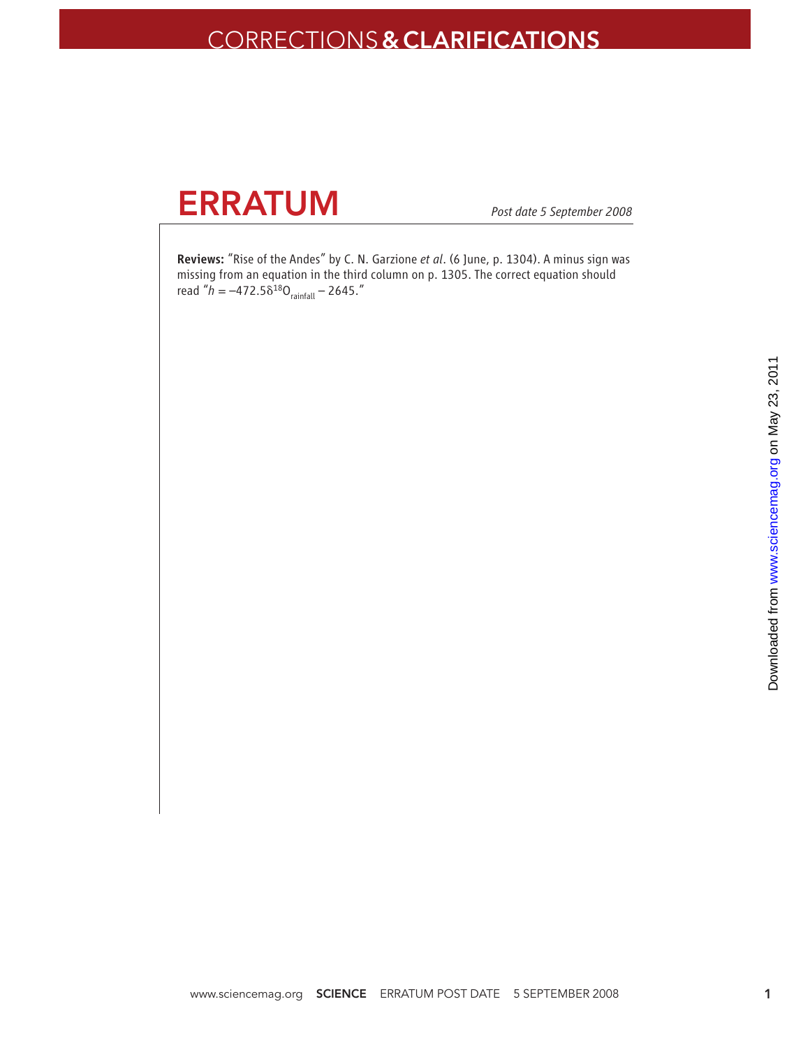# CORRECTIONS & CLARIFICATIONS

## ERRATUM

*Post date 5 September 2008*

**Reviews:** "Rise of the Andes" by C. N. Garzione *et al*. (6 June, p. 1304). A minus sign was missing from an equation in the third column on p. 1305. The correct equation should read "$h = -472.5\delta^{18}O_{rainfall} - 2645$."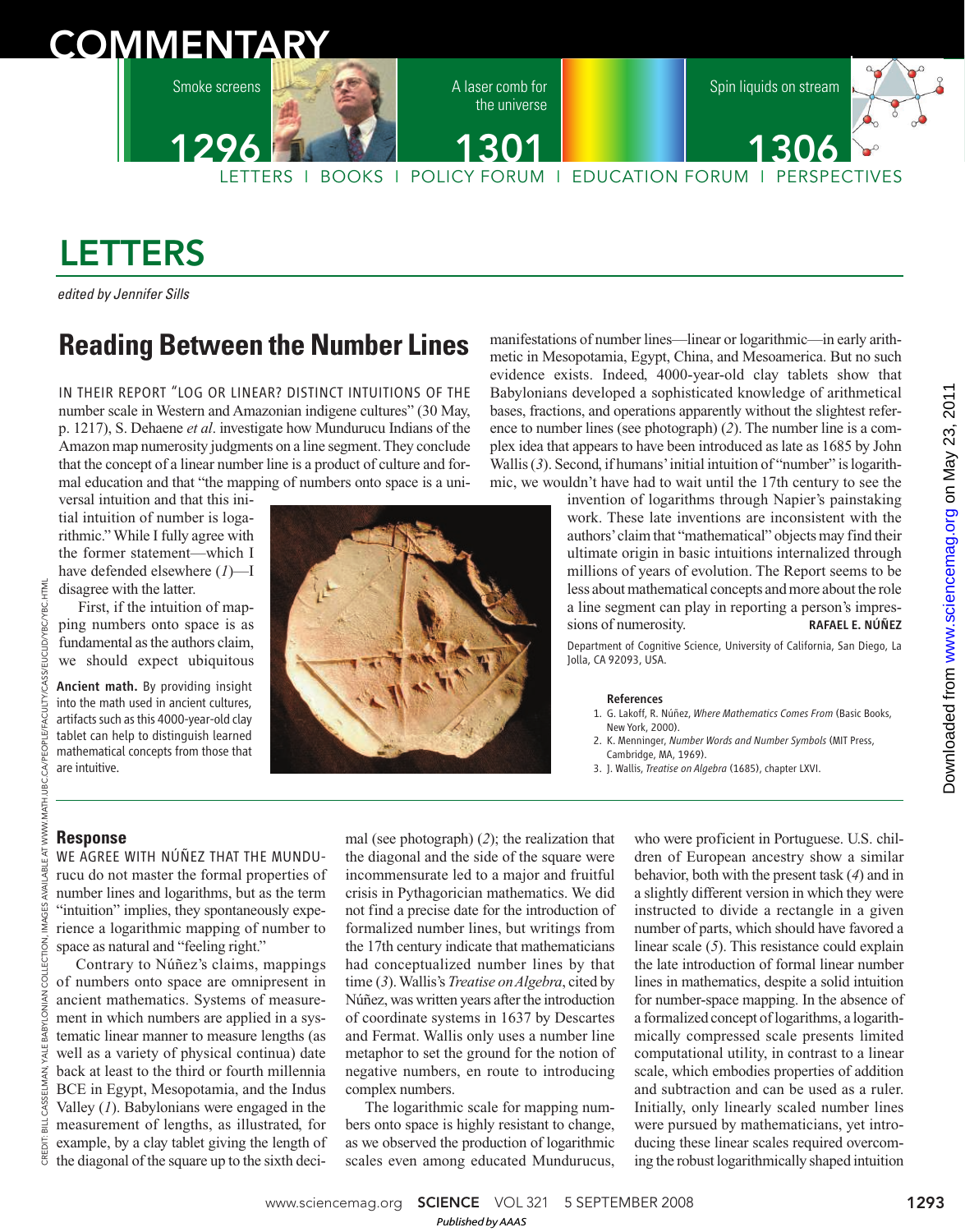# LETTERS

*edited by Jennifer Sills*

## Reading Between the Number Lines

IN THEIR REPORT "LOG OR LINEAR? DISTINCT INTUITIONS OF THE number scale in Western and Amazonian indigene cultures" (30 May, p. 1217), S. Dehaene *et al*. investigate how Mundurucu Indians of the Amazon map numerosity judgments on a line segment. They conclude that the concept of a linear number line is a product of culture and formal education and that "the mapping of numbers onto space is a universal intuition and that this initial intuition of number is logarithmic." While I fully agree with the former statement—which I have defended elsewhere (*1*)—I disagree with the latter.

First, if the intuition of mapping numbers onto space is as fundamental as the authors claim, we should expect ubiquitous manifestations of number lines—linear or logarithmic—in early arithmetic in Mesopotamia, Egypt, China, and Mesoamerica. But no such evidence exists. Indeed, 4000-year-old clay tablets show that Babylonians developed a sophisticated knowledge of arithmetical bases, fractions, and operations apparently without the slightest reference to number lines (see photograph) (*2*). The number line is a complex idea that appears to have been introduced as late as 1685 by John Wallis (*3*). Second, if humans' initial intuition of "number" is logarithmic, we wouldn't have had to wait until the 17th century to see the invention of logarithms through Napier's painstaking work. These late inventions are inconsistent with the authors' claim that "mathematical" objects may find their ultimate origin in basic intuitions internalized through millions of years of evolution. The Report seems to be less about mathematical concepts and more about the role a line segment can play in reporting a person's impressions of numerosity.

**RAFAEL E. NÚÑEZ**

Department of Cognitive Science, University of California, San Diego, La Jolla, CA 92093, USA.

**Ancient math.** By providing insight into the math used in ancient cultures, artifacts such as this 4000-year-old clay tablet can help to distinguish learned mathematical concepts from those that are intuitive.

**References**

1. G. Lakoff, R. Núñez, *Where Mathematics Comes From* (Basic Books, New York, 2000).
2. K. Menninger, *Number Words and Number Symbols* (MIT Press, Cambridge, MA, 1969).
3. J. Wallis, *Treatise on Algebra* (1685), chapter LXVI.

### Response

WE AGREE WITH NÚÑEZ THAT THE MUNDURUCU do not master the formal properties of number lines and logarithms, but as the term "intuition" implies, they spontaneously experience a logarithmic mapping of number to space as natural and "feeling right."

Contrary to Núñez's claims, mappings of numbers onto space are omnipresent in ancient mathematics. Systems of measurement in which numbers are applied in a systematic linear manner to measure lengths (as well as a variety of physical continua) date back at least to the third or fourth millennia BCE in Egypt, Mesopotamia, and the Indus Valley (*1*). Babylonians were engaged in the measurement of lengths, as illustrated, for example, by a clay tablet giving the length of the diagonal of the square up to the sixth decimal (see photograph) (*2*); the realization that the diagonal and the side of the square were incommensurate led to a major and fruitful crisis in Pythagorician mathematics. We did not find a precise date for the introduction of formalized number lines, but writings from the 17th century indicate that mathematicians had conceptualized number lines by that time (*3*). Wallis's *Treatise on Algebra*, cited by Núñez, was written years after the introduction of coordinate systems in 1637 by Descartes and Fermat. Wallis only uses a number line metaphor to set the ground for the notion of negative numbers, en route to introducing complex numbers.

The logarithmic scale for mapping numbers onto space is highly resistant to change, as we observed the production of logarithmic scales even among educated Mundurucus, who were proficient in Portuguese. U.S. children of European ancestry show a similar behavior, both with the present task (*4*) and in a slightly different version in which they were instructed to divide a rectangle in a given number of parts, which should have favored a linear scale (*5*). This resistance could explain the late introduction of formal linear number lines in mathematics, despite a solid intuition for number-space mapping. In the absence of a formalized concept of logarithms, a logarithmically compressed scale presents limited computational utility, in contrast to a linear scale, which embodies properties of addition and subtraction and can be used as a ruler. Initially, only linearly scaled number lines were pursued by mathematicians, yet introducing these linear scales required overcoming the robust logarithmically shaped intuition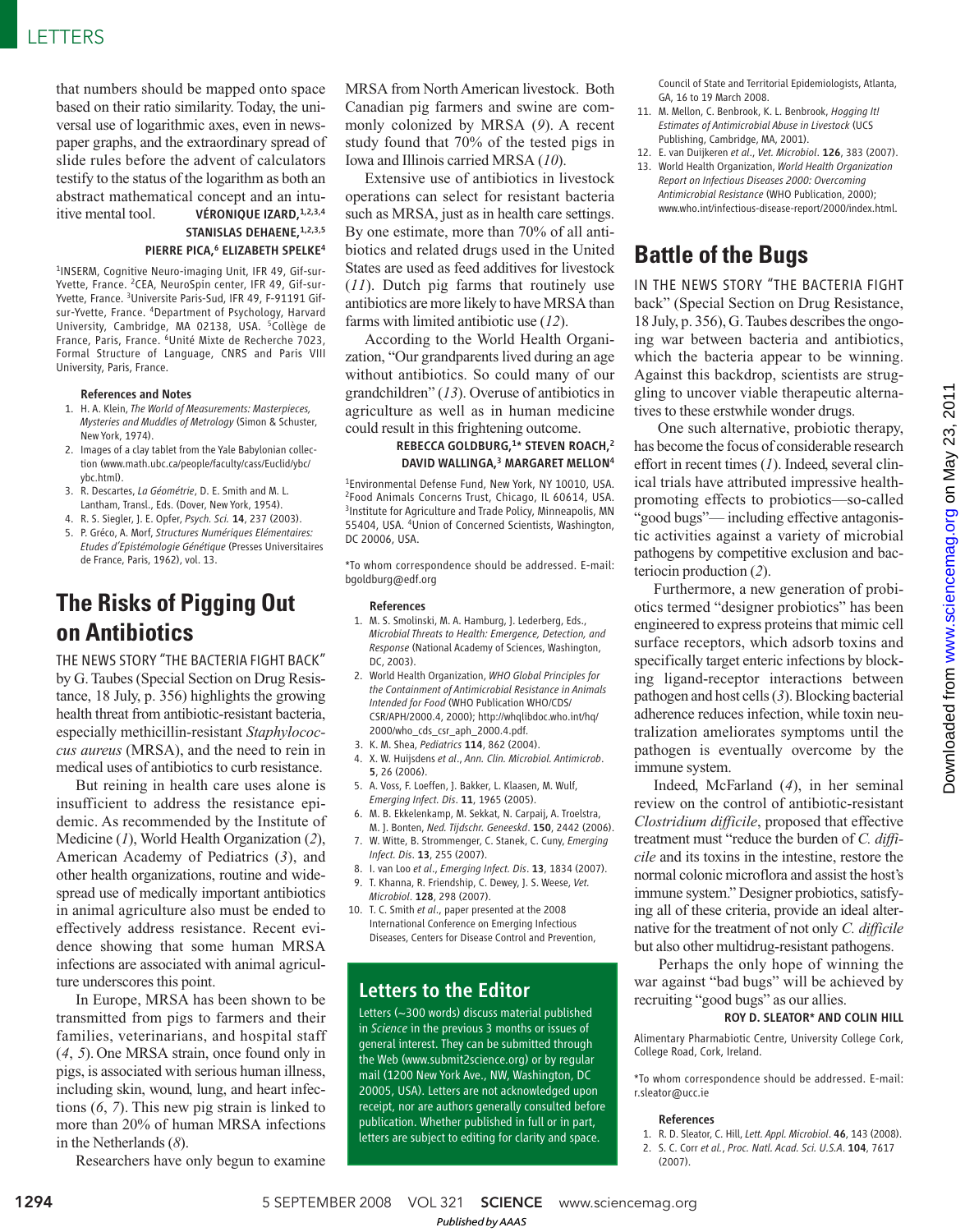that numbers should be mapped onto space based on their ratio similarity. Today, the universal use of logarithmic axes, even in newspaper graphs, and the extraordinary spread of slide rules before the advent of calculators testify to the status of the logarithm as both an abstract mathematical concept and an intuitive mental tool.

**VÉRONIQUE IZARD,[1,2,3,4] STANISLAS DEHAENE,[1,2,3,5] PIERRE PICA,[6] ELIZABETH SPELKE[4]**

[1]INSERM, Cognitive Neuro-imaging Unit, IFR 49, Gif-sur-Yvette, France. [2]CEA, NeuroSpin center, IFR 49, Gif-sur-Yvette, France. [3]Universite Paris-Sud, IFR 49, F-91191 Gif-sur-Yvette, France. [4]Department of Psychology, Harvard University, Cambridge, MA 02138, USA. [5]Collège de France, Paris, France. [6]Unité Mixte de Recherche 7023, Formal Structure of Language, CNRS and Paris VIII University, Paris, France.

**References and Notes**

1. H. A. Klein, *The World of Measurements: Masterpieces, Mysteries and Muddles of Metrology* (Simon & Schuster, New York, 1974).
2. Images of a clay tablet from the Yale Babylonian collection (www.math.ubc.ca/people/faculty/cass/Euclid/ybc/ybc.html).
3. R. Descartes, *La Géométrie*, D. E. Smith and M. L. Lantham, Transl., Eds. (Dover, New York, 1954).
4. R. S. Siegler, J. E. Opfer, *Psych. Sci.* **14**, 237 (2003).
5. P. Gréco, A. Morf, *Structures Numériques Elémentaires: Etudes d'Epistémologie Génétique* (Presses Universitaires de France, Paris, 1962), vol. 13.

## The Risks of Pigging Out on Antibiotics

THE NEWS STORY "THE BACTERIA FIGHT BACK" by G. Taubes (Special Section on Drug Resistance, 18 July, p. 356) highlights the growing health threat from antibiotic-resistant bacteria, especially methicillin-resistant *Staphylococcus aureus* (MRSA), and the need to rein in medical uses of antibiotics to curb resistance.

But reining in health care uses alone is insufficient to address the resistance epidemic. As recommended by the Institute of Medicine (*1*), World Health Organization (*2*), American Academy of Pediatrics (*3*), and other health organizations, routine and widespread use of medically important antibiotics in animal agriculture also must be ended to effectively address resistance. Recent evidence showing that some human MRSA infections are associated with animal agriculture underscores this point.

In Europe, MRSA has been shown to be transmitted from pigs to farmers and their families, veterinarians, and hospital staff (*4*, *5*). One MRSA strain, once found only in pigs, is associated with serious human illness, including skin, wound, lung, and heart infections (*6*, *7*). This new pig strain is linked to more than 20% of human MRSA infections in the Netherlands (*8*).

Researchers have only begun to examine MRSA from North American livestock. Both Canadian pig farmers and swine are commonly colonized by MRSA (*9*). A recent study found that 70% of the tested pigs in Iowa and Illinois carried MRSA (*10*).

Extensive use of antibiotics in livestock operations can select for resistant bacteria such as MRSA, just as in health care settings. By one estimate, more than 70% of all antibiotics and related drugs used in the United States are used as feed additives for livestock (*11*). Dutch pig farms that routinely use antibiotics are more likely to have MRSA than farms with limited antibiotic use (*12*).

According to the World Health Organization, "Our grandparents lived during an age without antibiotics. So could many of our grandchildren" (*13*). Overuse of antibiotics in agriculture as well as in human medicine could result in this frightening outcome.

**REBECCA GOLDBURG,[1]\* STEVEN ROACH,[2] DAVID WALLINGA,[3] MARGARET MELLON[4]**

[1]Environmental Defense Fund, New York, NY 10010, USA. [2]Food Animals Concerns Trust, Chicago, IL 60614, USA. [3]Institute for Agriculture and Trade Policy, Minneapolis, MN 55404, USA. [4]Union of Concerned Scientists, Washington, DC 20006, USA.

\*To whom correspondence should be addressed. E-mail: bgoldburg@edf.org

**References**

1. M. S. Smolinski, M. A. Hamburg, J. Lederberg, Eds., *Microbial Threats to Health: Emergence, Detection, and Response* (National Academy of Sciences, Washington, DC, 2003).
2. World Health Organization, *WHO Global Principles for the Containment of Antimicrobial Resistance in Animals Intended for Food* (WHO Publication WHO/CDS/CSR/APH/2000.4, 2000); http://whqlibdoc.who.int/hq/2000/who_cds_csr_aph_2000.4.pdf.
3. K. M. Shea, *Pediatrics* **114**, 862 (2004).
4. X. W. Huijsdens *et al.*, *Ann. Clin. Microbiol. Antimicrob.* **5**, 26 (2006).
5. A. Voss, F. Loeffen, J. Bakker, L. Klaassen, M. Wulf, *Emerging Infect. Dis.* **11**, 1965 (2005).
6. M. B. Ekkelenkamp, M. Sekkat, N. Carpaij, A. Troelstra, M. J. Bonten, *Ned. Tijdschr. Geneeskd.* **150**, 2442 (2006).
7. W. Witte, B. Strommenger, C. Stanek, C. Cuny, *Emerging Infect. Dis.* **13**, 255 (2007).
8. I. van Loo *et al.*, *Emerging Infect. Dis.* **13**, 1834 (2007).
9. T. Khanna, R. Friendship, C. Dewey, J. S. Weese, *Vet. Microbiol.* **128**, 298 (2007).
10. T. C. Smith *et al.*, paper presented at the 2008 International Conference on Emerging Infectious Diseases, Centers for Disease Control and Prevention, Council of State and Territorial Epidemiologists, Atlanta, GA, 16 to 19 March 2008.
11. M. Mellon, C. Benbrook, K. L. Benbrook, *Hogging It! Estimates of Antimicrobial Abuse in Livestock* (UCS Publishing, Cambridge, MA, 2001).
12. E. van Duijkeren *et al.*, *Vet. Microbiol.* **126**, 383 (2007).
13. World Health Organization, *World Health Organization Report on Infectious Diseases 2000: Overcoming Antimicrobial Resistance* (WHO Publication, 2000); www.who.int/infectious-disease-report/2000/index.html.

### Letters to the Editor

Letters (~300 words) discuss material published in *Science* in the previous 3 months or issues of general interest. They can be submitted through the Web (www.submit2science.org) or by regular mail (1200 New York Ave., NW, Washington, DC 20005, USA). Letters are not acknowledged upon receipt, nor are authors generally consulted before publication. Whether published in full or in part, letters are subject to editing for clarity and space.

## Battle of the Bugs

IN THE NEWS STORY "THE BACTERIA FIGHT back" (Special Section on Drug Resistance, 18 July, p. 356), G. Taubes describes the ongoing war between bacteria and antibiotics, which the bacteria appear to be winning. Against this backdrop, scientists are struggling to uncover viable therapeutic alternatives to these erstwhile wonder drugs.

One such alternative, probiotic therapy, has become the focus of considerable research effort in recent times (*1*). Indeed, several clinical trials have attributed impressive health-promoting effects to probiotics—so-called "good bugs"— including effective antagonistic activities against a variety of microbial pathogens by competitive exclusion and bacteriocin production (*2*).

Furthermore, a new generation of probiotics termed "designer probiotics" has been engineered to express proteins that mimic cell surface receptors, which adsorb toxins and specifically target enteric infections by blocking ligand-receptor interactions between pathogen and host cells (*3*). Blocking bacterial adherence reduces infection, while toxin neutralization ameliorates symptoms until the pathogen is eventually overcome by the immune system.

Indeed, McFarland (*4*), in her seminal review on the control of antibiotic-resistant *Clostridium difficile*, proposed that effective treatment must "reduce the burden of *C. difficile* and its toxins in the intestine, restore the normal colonic microflora and assist the host's immune system." Designer probiotics, satisfying all of these criteria, provide an ideal alternative for the treatment of not only *C. difficile* but also other multidrug-resistant pathogens.

Perhaps the only hope of winning the war against "bad bugs" will be achieved by recruiting "good bugs" as our allies.

**ROY D. SLEATOR\* AND COLIN HILL**

Alimentary Pharmabiotic Centre, University College Cork, College Road, Cork, Ireland.

\*To whom correspondence should be addressed. E-mail: r.sleator@ucc.ie

**References**

1. R. D. Sleator, C. Hill, *Lett. Appl. Microbiol.* **46**, 143 (2008).
2. S. C. Corr *et al.*, *Proc. Natl. Acad. Sci. U.S.A.* **104**, 7617 (2007).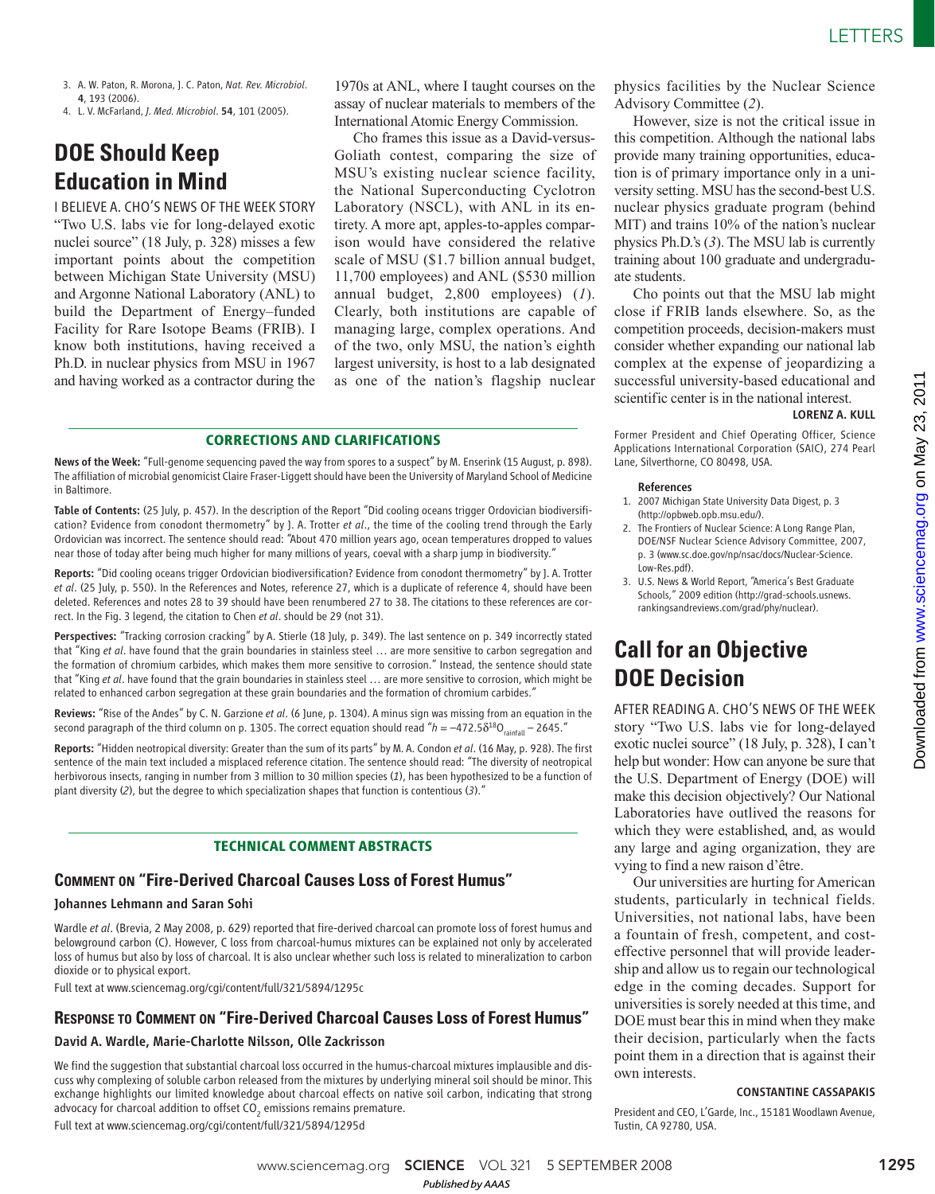3. A. W. Paton, R. Morona, J. C. Paton, *Nat. Rev. Microbiol.* **4**, 193 (2006).
4. L. V. McFarland, *J. Med. Microbiol.* **54**, 101 (2005).

## DOE Should Keep Education in Mind

I BELIEVE A. CHO'S NEWS OF THE WEEK STORY "Two U.S. labs vie for long-delayed exotic nuclei source" (18 July, p. 328) misses a few important points about the competition between Michigan State University (MSU) and Argonne National Laboratory (ANL) to build the Department of Energy–funded Facility for Rare Isotope Beams (FRIB). I know both institutions, having received a Ph.D. in nuclear physics from MSU in 1967 and having worked as a contractor during the 1970s at ANL, where I taught courses on the assay of nuclear materials to members of the International Atomic Energy Commission.

Cho frames this issue as a David-versus-Goliath contest, comparing the size of MSU's existing nuclear science facility, the National Superconducting Cyclotron Laboratory (NSCL), with ANL in its entirety. A more apt, apples-to-apples comparison would have considered the relative scale of MSU ($1.7 billion annual budget, 11,700 employees) and ANL ($530 million annual budget, 2,800 employees) (*1*). Clearly, both institutions are capable of managing large, complex operations. And of the two, only MSU, the nation's eighth largest university, is host to a lab designated as one of the nation's flagship nuclear physics facilities by the Nuclear Science Advisory Committee (*2*).

However, size is not the critical issue in this competition. Although the national labs provide many training opportunities, education is of primary importance only in a university setting. MSU has the second-best U.S. nuclear physics graduate program (behind MIT) and trains 10% of the nation's nuclear physics Ph.D.'s (*3*). The MSU lab is currently training about 100 graduate and undergraduate students.

Cho points out that the MSU lab might close if FRIB lands elsewhere. So, as the competition proceeds, decision-makers must consider whether expanding our national lab complex at the expense of jeopardizing a successful university-based educational and scientific center is in the national interest.

**LORENZ A. KULL**

Former President and Chief Operating Officer, Science Applications International Corporation (SAIC), 274 Pearl Lane, Silverthorne, CO 80498, USA.

**References**

1. 2007 Michigan State University Data Digest, p. 3 (http://opbweb.opb.msu.edu/).
2. The Frontiers of Nuclear Science: A Long Range Plan, DOE/NSF Nuclear Science Advisory Committee, 2007, p. 3 (www.sc.doe.gov/np/nsac/docs/Nuclear-Science.Low-Res.pdf).
3. U.S. News & World Report, "America's Best Graduate Schools," 2009 edition (http://grad-schools.usnews.rankingsandreviews.com/grad/phy/nuclear).

## Call for an Objective DOE Decision

AFTER READING A. CHO'S NEWS OF THE WEEK story "Two U.S. labs vie for long-delayed exotic nuclei source" (18 July, p. 328), I can't help but wonder: How can anyone be sure that the U.S. Department of Energy (DOE) will make this decision objectively? Our National Laboratories have outlived the reasons for which they were established, and, as would any large and aging organization, they are vying to find a new raison d'être.

Our universities are hurting for American students, particularly in technical fields. Universities, not national labs, have been a fountain of fresh, competent, and cost-effective personnel that will provide leadership and allow us to regain our technological edge in the coming decades. Support for universities is sorely needed at this time, and DOE must bear this in mind when they make their decision, particularly when the facts point them in a direction that is against their own interests.

**CONSTANTINE CASSAPAKIS**

President and CEO, L'Garde, Inc., 15181 Woodlawn Avenue, Tustin, CA 92780, USA.

## CORRECTIONS AND CLARIFICATIONS

**News of the Week:** "Full-genome sequencing paved the way from spores to a suspect" by M. Enserink (15 August, p. 898). The affiliation of microbial genomicist Claire Fraser-Liggett should have been the University of Maryland School of Medicine in Baltimore.

**Table of Contents:** (25 July, p. 457). In the description of the Report "Did cooling oceans trigger Ordovician biodiversification? Evidence from conodont thermometry" by J. A. Trotter *et al.*, the time of the cooling trend through the Early Ordovician was incorrect. The sentence should read: "About 470 million years ago, ocean temperatures dropped to values near those of today after being much higher for many millions of years, coeval with a sharp jump in biodiversity."

**Reports:** "Did cooling oceans trigger Ordovician biodiversification? Evidence from conodont thermometry" by J. A. Trotter *et al.* (25 July, p. 550). In the References and Notes, reference 27, which is a duplicate of reference 4, should have been deleted. References and notes 28 to 39 should have been renumbered 27 to 38. The citations to these references are correct. In the Fig. 3 legend, the citation to Chen *et al.* should be 29 (not 31).

**Perspectives:** "Tracking corrosion cracking" by A. Stierle (18 July, p. 349). The last sentence on p. 349 incorrectly stated that "King *et al.* have found that the grain boundaries in stainless steel … are more sensitive to carbon segregation and the formation of chromium carbides, which makes them more sensitive to corrosion." Instead, the sentence should state that "King *et al.* have found that the grain boundaries in stainless steel … are more sensitive to corrosion, which might be related to enhanced carbon segregation at these grain boundaries and the formation of chromium carbides."

**Reviews:** "Rise of the Andes" by C. N. Garzione *et al.* (6 June, p. 1304). A minus sign was missing from an equation in the second paragraph of the third column on p. 1305. The correct equation should read "$h = -472.5\delta^{18}O_{rainfall} - 2645$."

**Reports:** "Hidden neotropical diversity: Greater than the sum of its parts" by M. A. Condon *et al.* (16 May, p. 928). The first sentence of the main text included a misplaced reference citation. The sentence should read: "The diversity of neotropical herbivorous insects, ranging in number from 3 million to 30 million species (*1*), has been hypothesized to be a function of plant diversity (*2*), but the degree to which specialization shapes that function is contentious (*3*)."

## TECHNICAL COMMENT ABSTRACTS

### COMMENT ON "Fire-Derived Charcoal Causes Loss of Forest Humus"

**Johannes Lehmann and Saran Sohi**

Wardle *et al.* (Brevia, 2 May 2008, p. 629) reported that fire-derived charcoal can promote loss of forest humus and belowground carbon (C). However, C loss from charcoal-humus mixtures can be explained not only by accelerated loss of humus but also by loss of charcoal. It is also unclear whether such loss is related to mineralization to carbon dioxide or to physical export.

Full text at www.sciencemag.org/cgi/content/full/321/5894/1295c

### RESPONSE TO COMMENT ON "Fire-Derived Charcoal Causes Loss of Forest Humus"

**David A. Wardle, Marie-Charlotte Nilsson, Olle Zackrisson**

We find the suggestion that substantial charcoal loss occurred in the humus-charcoal mixtures implausible and discuss why complexing of soluble carbon released from the mixtures by underlying mineral soil should be minor. This exchange highlights our limited knowledge about charcoal effects on native soil carbon, indicating that strong advocacy for charcoal addition to offset $CO_2$ emissions remains premature.

Full text at www.sciencemag.org/cgi/content/full/321/5894/1295d